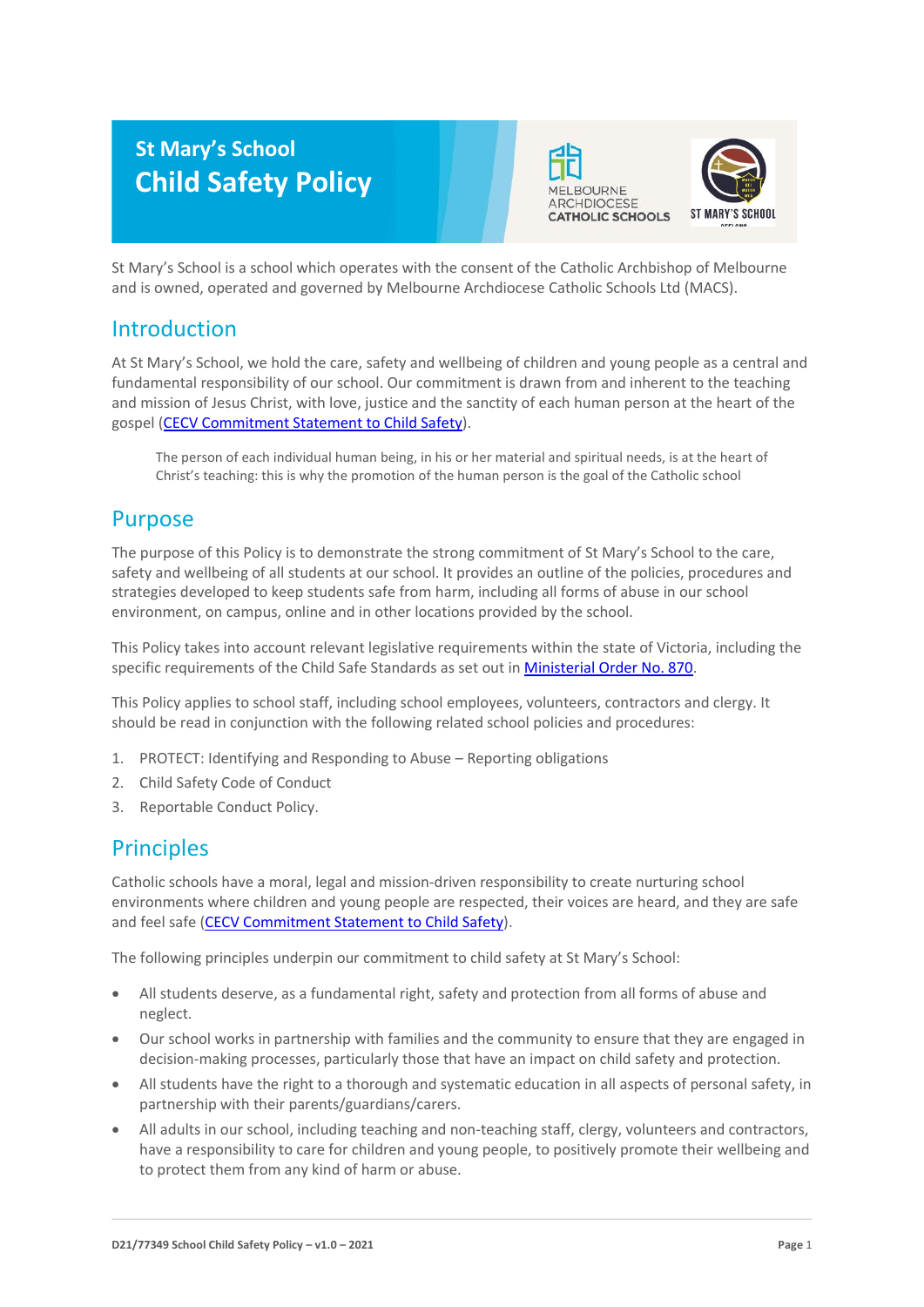# St Mary's School
# Child Safety Policy

St Mary's School is a school which operates with the consent of the Catholic Archbishop of Melbourne and is owned, operated and governed by Melbourne Archdiocese Catholic Schools Ltd (MACS).

## Introduction

At St Mary's School, we hold the care, safety and wellbeing of children and young people as a central and fundamental responsibility of our school. Our commitment is drawn from and inherent to the teaching and mission of Jesus Christ, with love, justice and the sanctity of each human person at the heart of the gospel (CECV Commitment Statement to Child Safety).

> The person of each individual human being, in his or her material and spiritual needs, is at the heart of Christ's teaching: this is why the promotion of the human person is the goal of the Catholic school

## Purpose

The purpose of this Policy is to demonstrate the strong commitment of St Mary's School to the care, safety and wellbeing of all students at our school. It provides an outline of the policies, procedures and strategies developed to keep students safe from harm, including all forms of abuse in our school environment, on campus, online and in other locations provided by the school.

This Policy takes into account relevant legislative requirements within the state of Victoria, including the specific requirements of the Child Safe Standards as set out in Ministerial Order No. 870.

This Policy applies to school staff, including school employees, volunteers, contractors and clergy. It should be read in conjunction with the following related school policies and procedures:

1. PROTECT: Identifying and Responding to Abuse – Reporting obligations
2. Child Safety Code of Conduct
3. Reportable Conduct Policy.

## Principles

Catholic schools have a moral, legal and mission-driven responsibility to create nurturing school environments where children and young people are respected, their voices are heard, and they are safe and feel safe (CECV Commitment Statement to Child Safety).

The following principles underpin our commitment to child safety at St Mary's School:

- All students deserve, as a fundamental right, safety and protection from all forms of abuse and neglect.
- Our school works in partnership with families and the community to ensure that they are engaged in decision-making processes, particularly those that have an impact on child safety and protection.
- All students have the right to a thorough and systematic education in all aspects of personal safety, in partnership with their parents/guardians/carers.
- All adults in our school, including teaching and non-teaching staff, clergy, volunteers and contractors, have a responsibility to care for children and young people, to positively promote their wellbeing and to protect them from any kind of harm or abuse.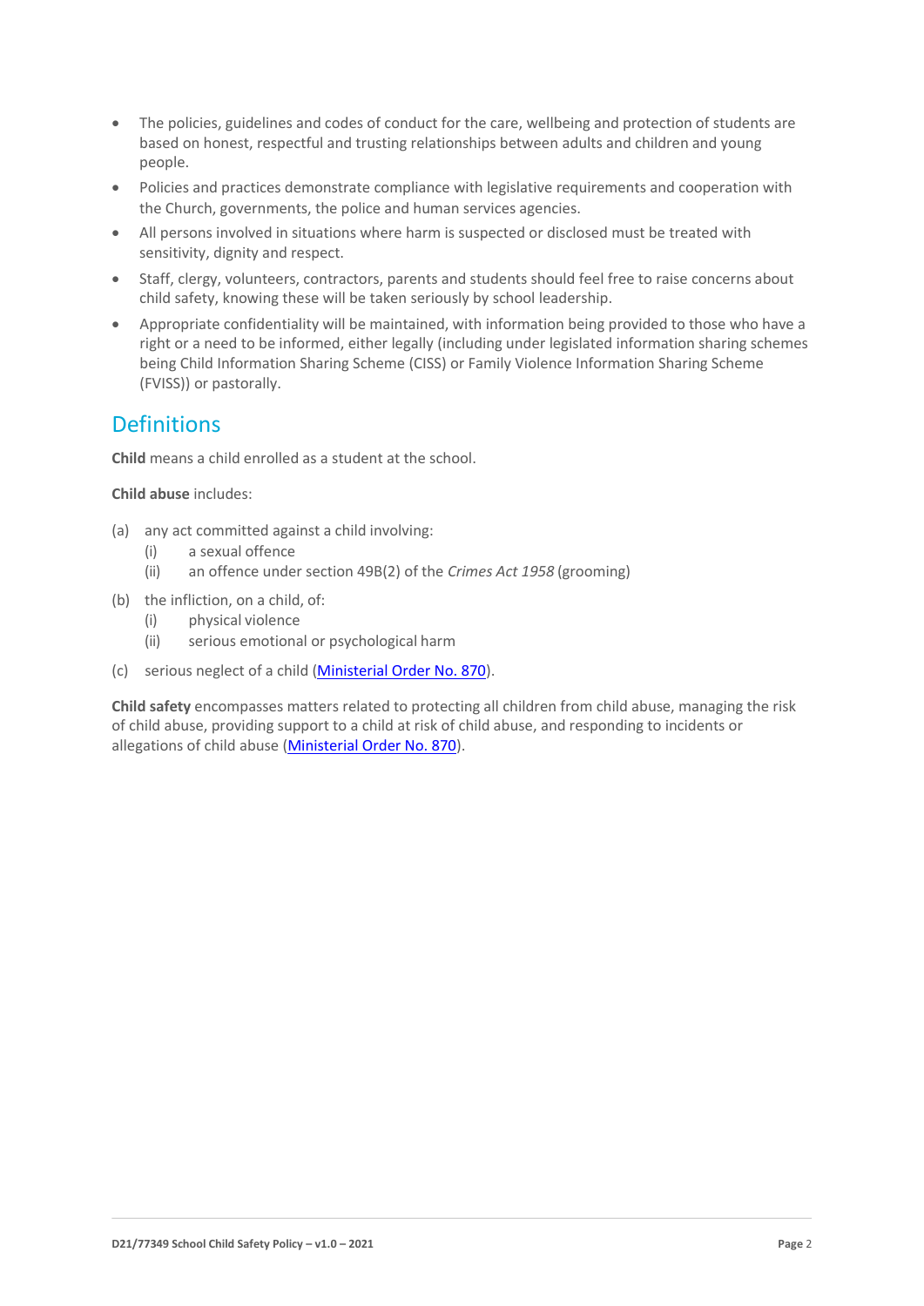- The policies, guidelines and codes of conduct for the care, wellbeing and protection of students are based on honest, respectful and trusting relationships between adults and children and young people.
- Policies and practices demonstrate compliance with legislative requirements and cooperation with the Church, governments, the police and human services agencies.
- All persons involved in situations where harm is suspected or disclosed must be treated with sensitivity, dignity and respect.
- Staff, clergy, volunteers, contractors, parents and students should feel free to raise concerns about child safety, knowing these will be taken seriously by school leadership.
- Appropriate confidentiality will be maintained, with information being provided to those who have a right or a need to be informed, either legally (including under legislated information sharing schemes being Child Information Sharing Scheme (CISS) or Family Violence Information Sharing Scheme (FVISS)) or pastorally.

## Definitions

**Child** means a child enrolled as a student at the school.

**Child abuse** includes:

(a) any act committed against a child involving:
  (i) a sexual offence
  (ii) an offence under section 49B(2) of the *Crimes Act 1958* (grooming)

(b) the infliction, on a child, of:
  (i) physical violence
  (ii) serious emotional or psychological harm

(c) serious neglect of a child (Ministerial Order No. 870).

**Child safety** encompasses matters related to protecting all children from child abuse, managing the risk of child abuse, providing support to a child at risk of child abuse, and responding to incidents or allegations of child abuse (Ministerial Order No. 870).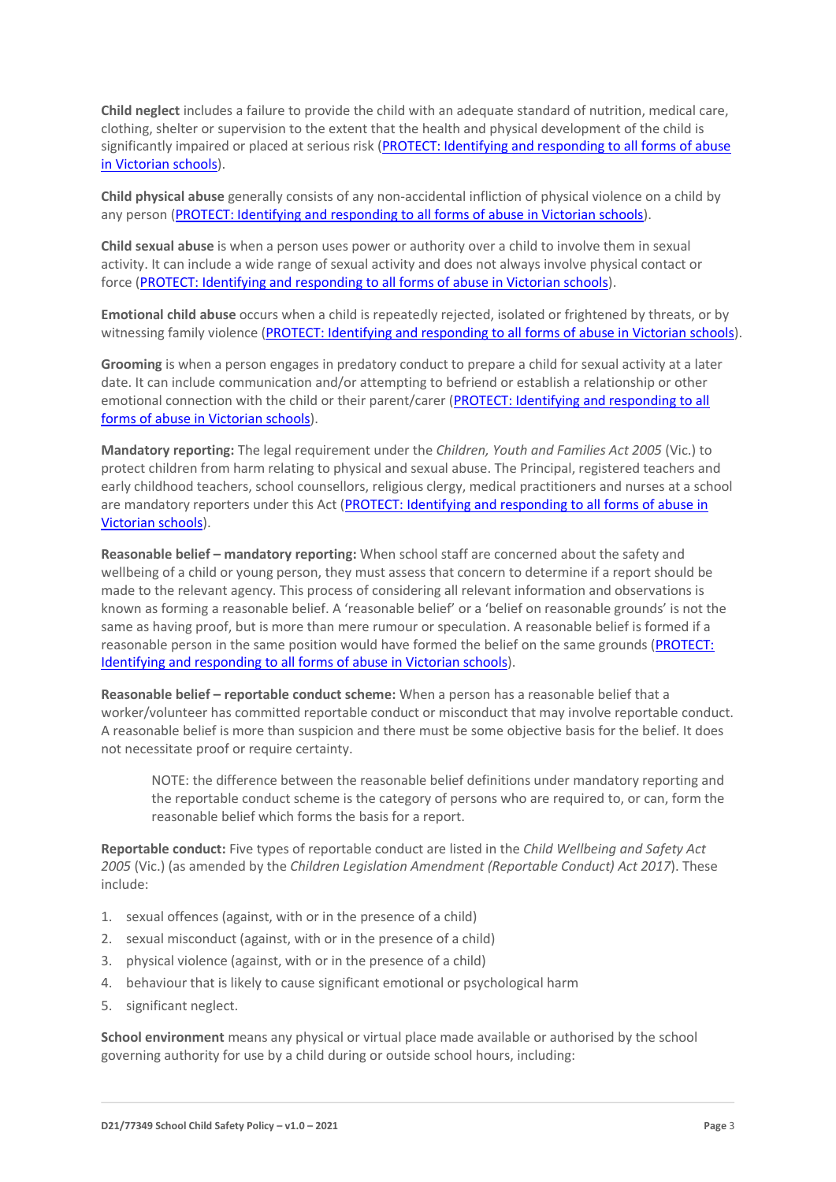**Child neglect** includes a failure to provide the child with an adequate standard of nutrition, medical care, clothing, shelter or supervision to the extent that the health and physical development of the child is significantly impaired or placed at serious risk ([PROTECT: Identifying and responding to all forms of abuse in Victorian schools]()).

**Child physical abuse** generally consists of any non-accidental infliction of physical violence on a child by any person ([PROTECT: Identifying and responding to all forms of abuse in Victorian schools]()).

**Child sexual abuse** is when a person uses power or authority over a child to involve them in sexual activity. It can include a wide range of sexual activity and does not always involve physical contact or force ([PROTECT: Identifying and responding to all forms of abuse in Victorian schools]()).

**Emotional child abuse** occurs when a child is repeatedly rejected, isolated or frightened by threats, or by witnessing family violence ([PROTECT: Identifying and responding to all forms of abuse in Victorian schools]()).

**Grooming** is when a person engages in predatory conduct to prepare a child for sexual activity at a later date. It can include communication and/or attempting to befriend or establish a relationship or other emotional connection with the child or their parent/carer ([PROTECT: Identifying and responding to all forms of abuse in Victorian schools]()).

**Mandatory reporting:** The legal requirement under the *Children, Youth and Families Act 2005* (Vic.) to protect children from harm relating to physical and sexual abuse. The Principal, registered teachers and early childhood teachers, school counsellors, religious clergy, medical practitioners and nurses at a school are mandatory reporters under this Act ([PROTECT: Identifying and responding to all forms of abuse in Victorian schools]()).

**Reasonable belief – mandatory reporting:** When school staff are concerned about the safety and wellbeing of a child or young person, they must assess that concern to determine if a report should be made to the relevant agency. This process of considering all relevant information and observations is known as forming a reasonable belief. A 'reasonable belief' or a 'belief on reasonable grounds' is not the same as having proof, but is more than mere rumour or speculation. A reasonable belief is formed if a reasonable person in the same position would have formed the belief on the same grounds ([PROTECT: Identifying and responding to all forms of abuse in Victorian schools]()).

**Reasonable belief – reportable conduct scheme:** When a person has a reasonable belief that a worker/volunteer has committed reportable conduct or misconduct that may involve reportable conduct. A reasonable belief is more than suspicion and there must be some objective basis for the belief. It does not necessitate proof or require certainty.

> NOTE: the difference between the reasonable belief definitions under mandatory reporting and the reportable conduct scheme is the category of persons who are required to, or can, form the reasonable belief which forms the basis for a report.

**Reportable conduct:** Five types of reportable conduct are listed in the *Child Wellbeing and Safety Act 2005* (Vic.) (as amended by the *Children Legislation Amendment (Reportable Conduct) Act 2017*). These include:

1. sexual offences (against, with or in the presence of a child)
2. sexual misconduct (against, with or in the presence of a child)
3. physical violence (against, with or in the presence of a child)
4. behaviour that is likely to cause significant emotional or psychological harm
5. significant neglect.

**School environment** means any physical or virtual place made available or authorised by the school governing authority for use by a child during or outside school hours, including: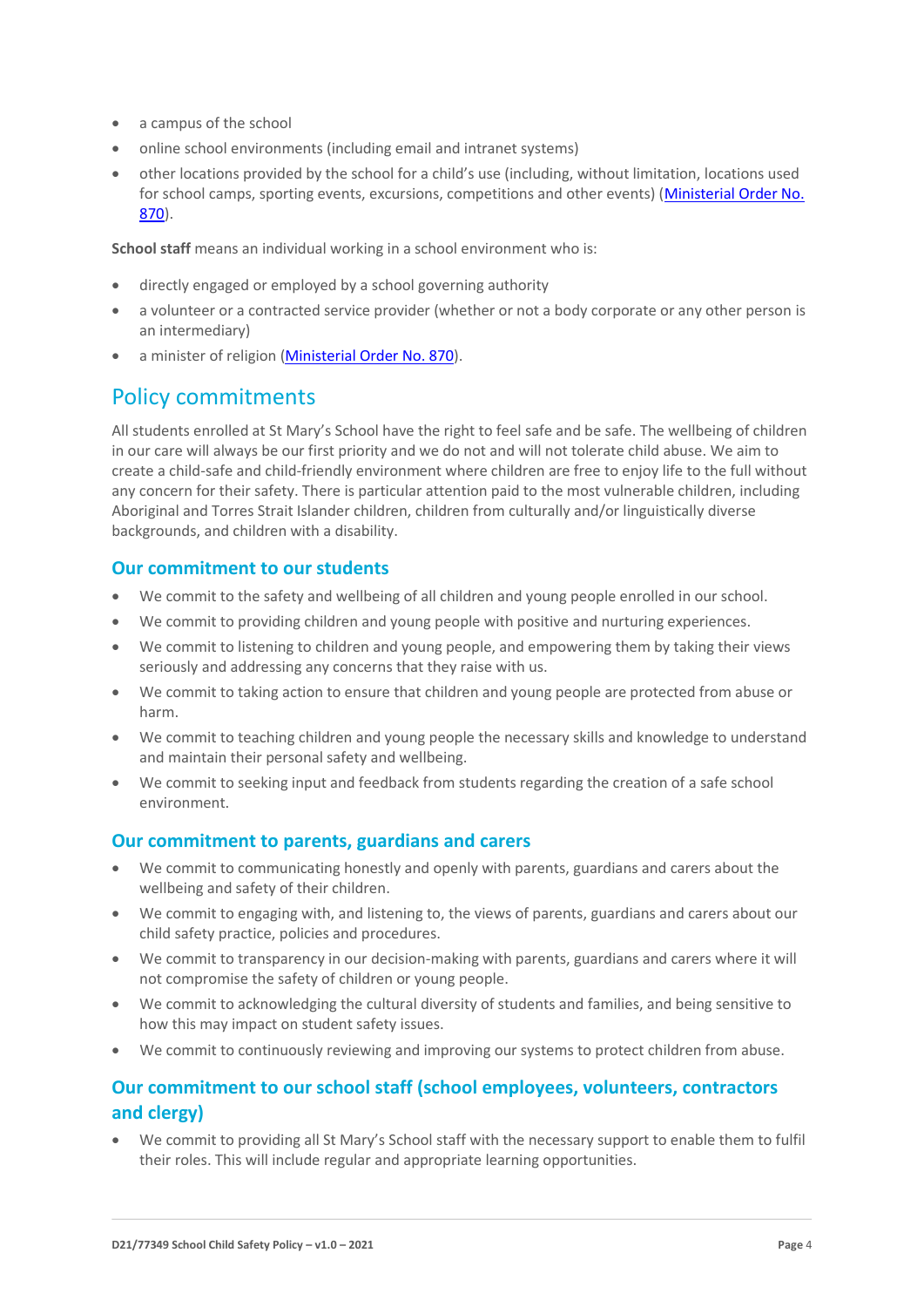- a campus of the school
- online school environments (including email and intranet systems)
- other locations provided by the school for a child's use (including, without limitation, locations used for school camps, sporting events, excursions, competitions and other events) ([Ministerial Order No. 870](#)).

**School staff** means an individual working in a school environment who is:

- directly engaged or employed by a school governing authority
- a volunteer or a contracted service provider (whether or not a body corporate or any other person is an intermediary)
- a minister of religion ([Ministerial Order No. 870](#)).

## Policy commitments

All students enrolled at St Mary's School have the right to feel safe and be safe. The wellbeing of children in our care will always be our first priority and we do not and will not tolerate child abuse. We aim to create a child-safe and child-friendly environment where children are free to enjoy life to the full without any concern for their safety. There is particular attention paid to the most vulnerable children, including Aboriginal and Torres Strait Islander children, children from culturally and/or linguistically diverse backgrounds, and children with a disability.

### Our commitment to our students

- We commit to the safety and wellbeing of all children and young people enrolled in our school.
- We commit to providing children and young people with positive and nurturing experiences.
- We commit to listening to children and young people, and empowering them by taking their views seriously and addressing any concerns that they raise with us.
- We commit to taking action to ensure that children and young people are protected from abuse or harm.
- We commit to teaching children and young people the necessary skills and knowledge to understand and maintain their personal safety and wellbeing.
- We commit to seeking input and feedback from students regarding the creation of a safe school environment.

### Our commitment to parents, guardians and carers

- We commit to communicating honestly and openly with parents, guardians and carers about the wellbeing and safety of their children.
- We commit to engaging with, and listening to, the views of parents, guardians and carers about our child safety practice, policies and procedures.
- We commit to transparency in our decision-making with parents, guardians and carers where it will not compromise the safety of children or young people.
- We commit to acknowledging the cultural diversity of students and families, and being sensitive to how this may impact on student safety issues.
- We commit to continuously reviewing and improving our systems to protect children from abuse.

### Our commitment to our school staff (school employees, volunteers, contractors and clergy)

- We commit to providing all St Mary's School staff with the necessary support to enable them to fulfil their roles. This will include regular and appropriate learning opportunities.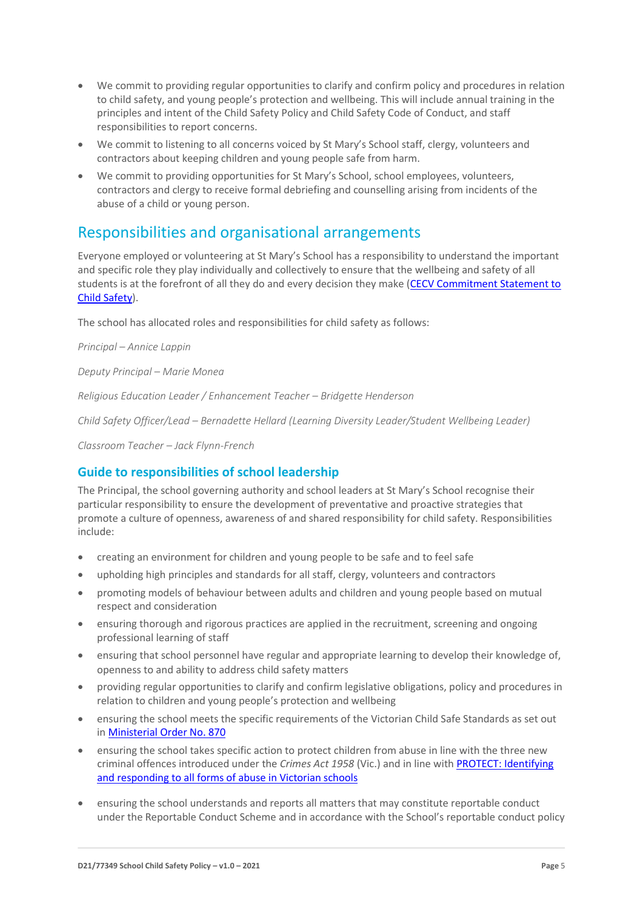- We commit to providing regular opportunities to clarify and confirm policy and procedures in relation to child safety, and young people's protection and wellbeing. This will include annual training in the principles and intent of the Child Safety Policy and Child Safety Code of Conduct, and staff responsibilities to report concerns.
- We commit to listening to all concerns voiced by St Mary's School staff, clergy, volunteers and contractors about keeping children and young people safe from harm.
- We commit to providing opportunities for St Mary's School, school employees, volunteers, contractors and clergy to receive formal debriefing and counselling arising from incidents of the abuse of a child or young person.

## Responsibilities and organisational arrangements

Everyone employed or volunteering at St Mary's School has a responsibility to understand the important and specific role they play individually and collectively to ensure that the wellbeing and safety of all students is at the forefront of all they do and every decision they make (CECV Commitment Statement to Child Safety).

The school has allocated roles and responsibilities for child safety as follows:

*Principal – Annice Lappin*

*Deputy Principal – Marie Monea*

*Religious Education Leader / Enhancement Teacher – Bridgette Henderson*

*Child Safety Officer/Lead – Bernadette Hellard (Learning Diversity Leader/Student Wellbeing Leader)*

*Classroom Teacher – Jack Flynn-French*

### Guide to responsibilities of school leadership

The Principal, the school governing authority and school leaders at St Mary's School recognise their particular responsibility to ensure the development of preventative and proactive strategies that promote a culture of openness, awareness of and shared responsibility for child safety. Responsibilities include:

- creating an environment for children and young people to be safe and to feel safe
- upholding high principles and standards for all staff, clergy, volunteers and contractors
- promoting models of behaviour between adults and children and young people based on mutual respect and consideration
- ensuring thorough and rigorous practices are applied in the recruitment, screening and ongoing professional learning of staff
- ensuring that school personnel have regular and appropriate learning to develop their knowledge of, openness to and ability to address child safety matters
- providing regular opportunities to clarify and confirm legislative obligations, policy and procedures in relation to children and young people's protection and wellbeing
- ensuring the school meets the specific requirements of the Victorian Child Safe Standards as set out in Ministerial Order No. 870
- ensuring the school takes specific action to protect children from abuse in line with the three new criminal offences introduced under the *Crimes Act 1958* (Vic.) and in line with PROTECT: Identifying and responding to all forms of abuse in Victorian schools
- ensuring the school understands and reports all matters that may constitute reportable conduct under the Reportable Conduct Scheme and in accordance with the School's reportable conduct policy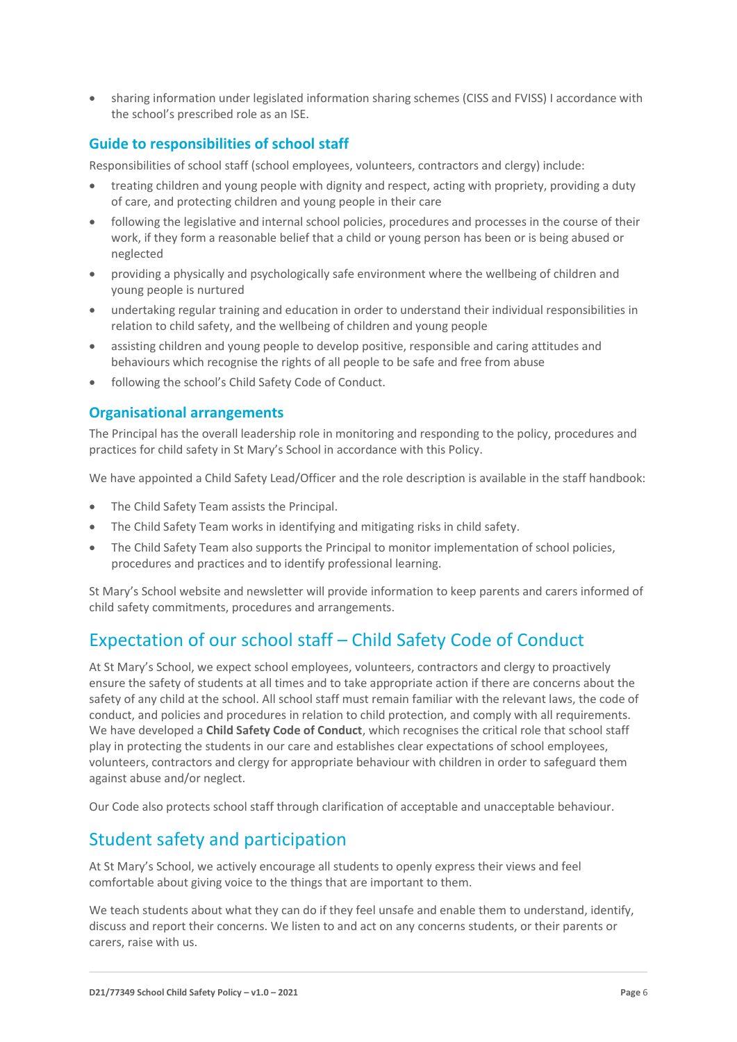- sharing information under legislated information sharing schemes (CISS and FVISS) I accordance with the school's prescribed role as an ISE.

### Guide to responsibilities of school staff

Responsibilities of school staff (school employees, volunteers, contractors and clergy) include:

- treating children and young people with dignity and respect, acting with propriety, providing a duty of care, and protecting children and young people in their care
- following the legislative and internal school policies, procedures and processes in the course of their work, if they form a reasonable belief that a child or young person has been or is being abused or neglected
- providing a physically and psychologically safe environment where the wellbeing of children and young people is nurtured
- undertaking regular training and education in order to understand their individual responsibilities in relation to child safety, and the wellbeing of children and young people
- assisting children and young people to develop positive, responsible and caring attitudes and behaviours which recognise the rights of all people to be safe and free from abuse
- following the school's Child Safety Code of Conduct.

### Organisational arrangements

The Principal has the overall leadership role in monitoring and responding to the policy, procedures and practices for child safety in St Mary's School in accordance with this Policy.

We have appointed a Child Safety Lead/Officer and the role description is available in the staff handbook:

- The Child Safety Team assists the Principal.
- The Child Safety Team works in identifying and mitigating risks in child safety.
- The Child Safety Team also supports the Principal to monitor implementation of school policies, procedures and practices and to identify professional learning.

St Mary's School website and newsletter will provide information to keep parents and carers informed of child safety commitments, procedures and arrangements.

## Expectation of our school staff – Child Safety Code of Conduct

At St Mary's School, we expect school employees, volunteers, contractors and clergy to proactively ensure the safety of students at all times and to take appropriate action if there are concerns about the safety of any child at the school. All school staff must remain familiar with the relevant laws, the code of conduct, and policies and procedures in relation to child protection, and comply with all requirements. We have developed a **Child Safety Code of Conduct**, which recognises the critical role that school staff play in protecting the students in our care and establishes clear expectations of school employees, volunteers, contractors and clergy for appropriate behaviour with children in order to safeguard them against abuse and/or neglect.

Our Code also protects school staff through clarification of acceptable and unacceptable behaviour.

## Student safety and participation

At St Mary's School, we actively encourage all students to openly express their views and feel comfortable about giving voice to the things that are important to them.

We teach students about what they can do if they feel unsafe and enable them to understand, identify, discuss and report their concerns. We listen to and act on any concerns students, or their parents or carers, raise with us.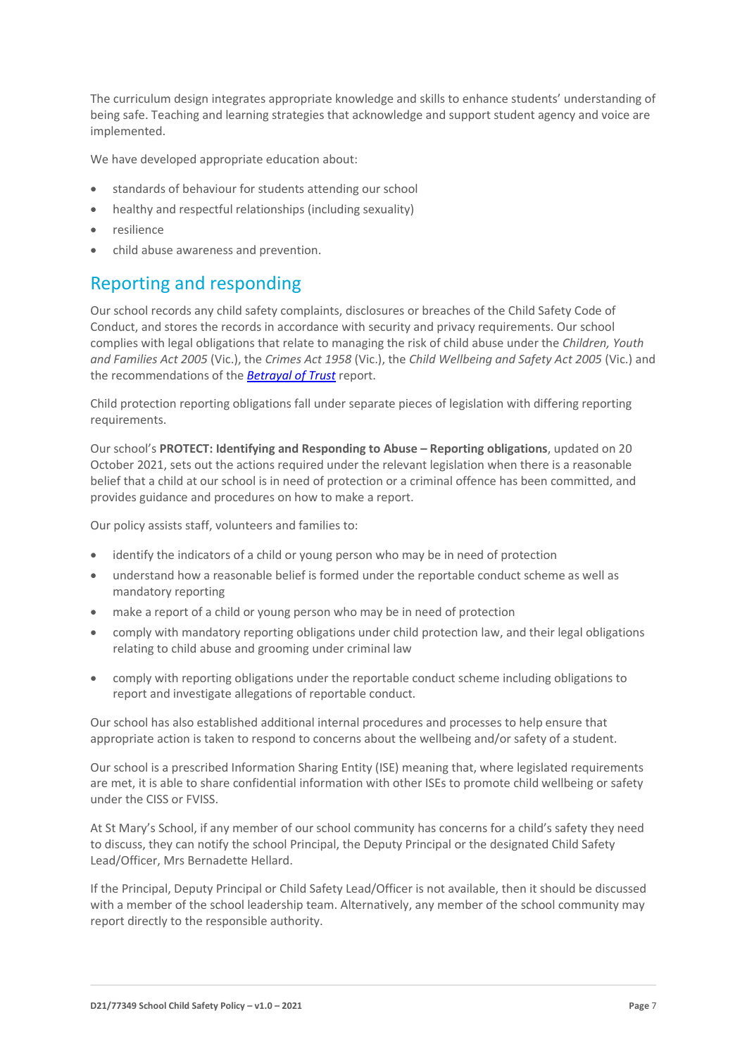The curriculum design integrates appropriate knowledge and skills to enhance students' understanding of being safe. Teaching and learning strategies that acknowledge and support student agency and voice are implemented.

We have developed appropriate education about:

- standards of behaviour for students attending our school
- healthy and respectful relationships (including sexuality)
- resilience
- child abuse awareness and prevention.

## Reporting and responding

Our school records any child safety complaints, disclosures or breaches of the Child Safety Code of Conduct, and stores the records in accordance with security and privacy requirements. Our school complies with legal obligations that relate to managing the risk of child abuse under the *Children, Youth and Families Act 2005* (Vic.), the *Crimes Act 1958* (Vic.), the *Child Wellbeing and Safety Act 2005* (Vic.) and the recommendations of the ***Betrayal of Trust*** report.

Child protection reporting obligations fall under separate pieces of legislation with differing reporting requirements.

Our school's **PROTECT: Identifying and Responding to Abuse – Reporting obligations**, updated on 20 October 2021, sets out the actions required under the relevant legislation when there is a reasonable belief that a child at our school is in need of protection or a criminal offence has been committed, and provides guidance and procedures on how to make a report.

Our policy assists staff, volunteers and families to:

- identify the indicators of a child or young person who may be in need of protection
- understand how a reasonable belief is formed under the reportable conduct scheme as well as mandatory reporting
- make a report of a child or young person who may be in need of protection
- comply with mandatory reporting obligations under child protection law, and their legal obligations relating to child abuse and grooming under criminal law
- comply with reporting obligations under the reportable conduct scheme including obligations to report and investigate allegations of reportable conduct.

Our school has also established additional internal procedures and processes to help ensure that appropriate action is taken to respond to concerns about the wellbeing and/or safety of a student.

Our school is a prescribed Information Sharing Entity (ISE) meaning that, where legislated requirements are met, it is able to share confidential information with other ISEs to promote child wellbeing or safety under the CISS or FVISS.

At St Mary's School, if any member of our school community has concerns for a child's safety they need to discuss, they can notify the school Principal, the Deputy Principal or the designated Child Safety Lead/Officer, Mrs Bernadette Hellard.

If the Principal, Deputy Principal or Child Safety Lead/Officer is not available, then it should be discussed with a member of the school leadership team. Alternatively, any member of the school community may report directly to the responsible authority.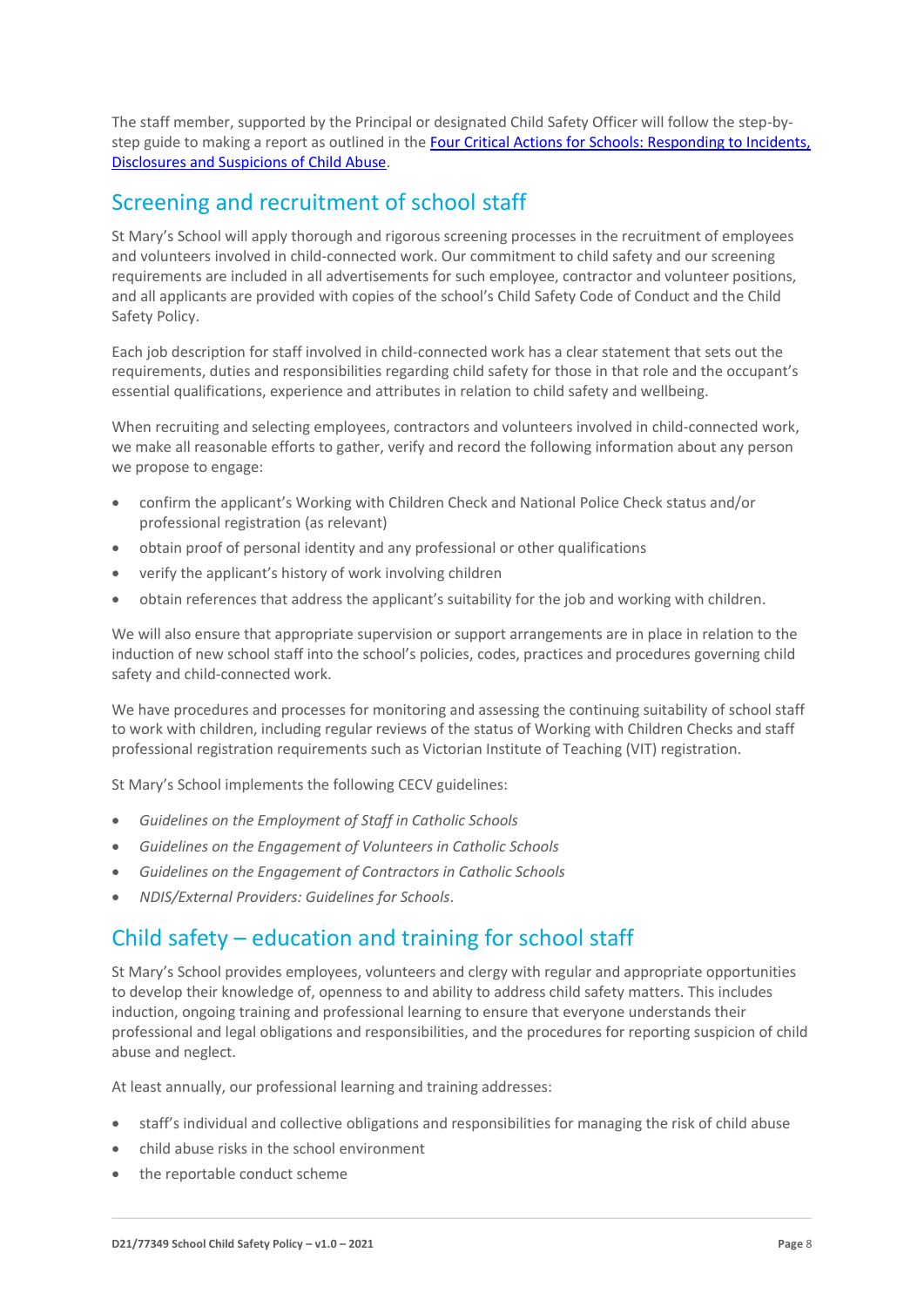The staff member, supported by the Principal or designated Child Safety Officer will follow the step-by-step guide to making a report as outlined in the [Four Critical Actions for Schools: Responding to Incidents, Disclosures and Suspicions of Child Abuse](#).

## Screening and recruitment of school staff

St Mary's School will apply thorough and rigorous screening processes in the recruitment of employees and volunteers involved in child-connected work. Our commitment to child safety and our screening requirements are included in all advertisements for such employee, contractor and volunteer positions, and all applicants are provided with copies of the school's Child Safety Code of Conduct and the Child Safety Policy.

Each job description for staff involved in child-connected work has a clear statement that sets out the requirements, duties and responsibilities regarding child safety for those in that role and the occupant's essential qualifications, experience and attributes in relation to child safety and wellbeing.

When recruiting and selecting employees, contractors and volunteers involved in child-connected work, we make all reasonable efforts to gather, verify and record the following information about any person we propose to engage:

- confirm the applicant's Working with Children Check and National Police Check status and/or professional registration (as relevant)
- obtain proof of personal identity and any professional or other qualifications
- verify the applicant's history of work involving children
- obtain references that address the applicant's suitability for the job and working with children.

We will also ensure that appropriate supervision or support arrangements are in place in relation to the induction of new school staff into the school's policies, codes, practices and procedures governing child safety and child-connected work.

We have procedures and processes for monitoring and assessing the continuing suitability of school staff to work with children, including regular reviews of the status of Working with Children Checks and staff professional registration requirements such as Victorian Institute of Teaching (VIT) registration.

St Mary's School implements the following CECV guidelines:

- *Guidelines on the Employment of Staff in Catholic Schools*
- *Guidelines on the Engagement of Volunteers in Catholic Schools*
- *Guidelines on the Engagement of Contractors in Catholic Schools*
- *NDIS/External Providers: Guidelines for Schools*.

## Child safety – education and training for school staff

St Mary's School provides employees, volunteers and clergy with regular and appropriate opportunities to develop their knowledge of, openness to and ability to address child safety matters. This includes induction, ongoing training and professional learning to ensure that everyone understands their professional and legal obligations and responsibilities, and the procedures for reporting suspicion of child abuse and neglect.

At least annually, our professional learning and training addresses:

- staff's individual and collective obligations and responsibilities for managing the risk of child abuse
- child abuse risks in the school environment
- the reportable conduct scheme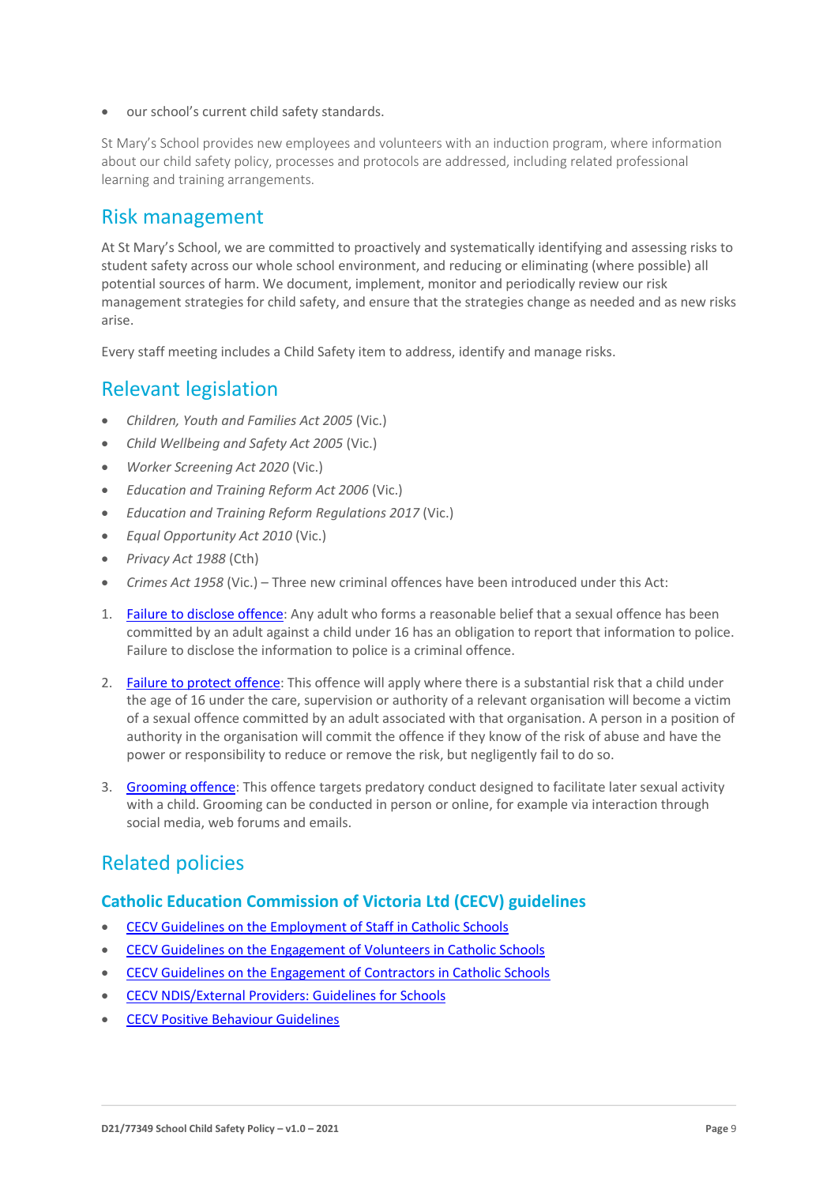- our school's current child safety standards.

St Mary's School provides new employees and volunteers with an induction program, where information about our child safety policy, processes and protocols are addressed, including related professional learning and training arrangements.

## Risk management

At St Mary's School, we are committed to proactively and systematically identifying and assessing risks to student safety across our whole school environment, and reducing or eliminating (where possible) all potential sources of harm. We document, implement, monitor and periodically review our risk management strategies for child safety, and ensure that the strategies change as needed and as new risks arise.

Every staff meeting includes a Child Safety item to address, identify and manage risks.

## Relevant legislation

- *Children, Youth and Families Act 2005* (Vic.)
- *Child Wellbeing and Safety Act 2005* (Vic.)
- *Worker Screening Act 2020* (Vic.)
- *Education and Training Reform Act 2006* (Vic.)
- *Education and Training Reform Regulations 2017* (Vic.)
- *Equal Opportunity Act 2010* (Vic.)
- *Privacy Act 1988* (Cth)
- *Crimes Act 1958* (Vic.) – Three new criminal offences have been introduced under this Act:

1. Failure to disclose offence: Any adult who forms a reasonable belief that a sexual offence has been committed by an adult against a child under 16 has an obligation to report that information to police. Failure to disclose the information to police is a criminal offence.

2. Failure to protect offence: This offence will apply where there is a substantial risk that a child under the age of 16 under the care, supervision or authority of a relevant organisation will become a victim of a sexual offence committed by an adult associated with that organisation. A person in a position of authority in the organisation will commit the offence if they know of the risk of abuse and have the power or responsibility to reduce or remove the risk, but negligently fail to do so.

3. Grooming offence: This offence targets predatory conduct designed to facilitate later sexual activity with a child. Grooming can be conducted in person or online, for example via interaction through social media, web forums and emails.

## Related policies

### Catholic Education Commission of Victoria Ltd (CECV) guidelines

- CECV Guidelines on the Employment of Staff in Catholic Schools
- CECV Guidelines on the Engagement of Volunteers in Catholic Schools
- CECV Guidelines on the Engagement of Contractors in Catholic Schools
- CECV NDIS/External Providers: Guidelines for Schools
- CECV Positive Behaviour Guidelines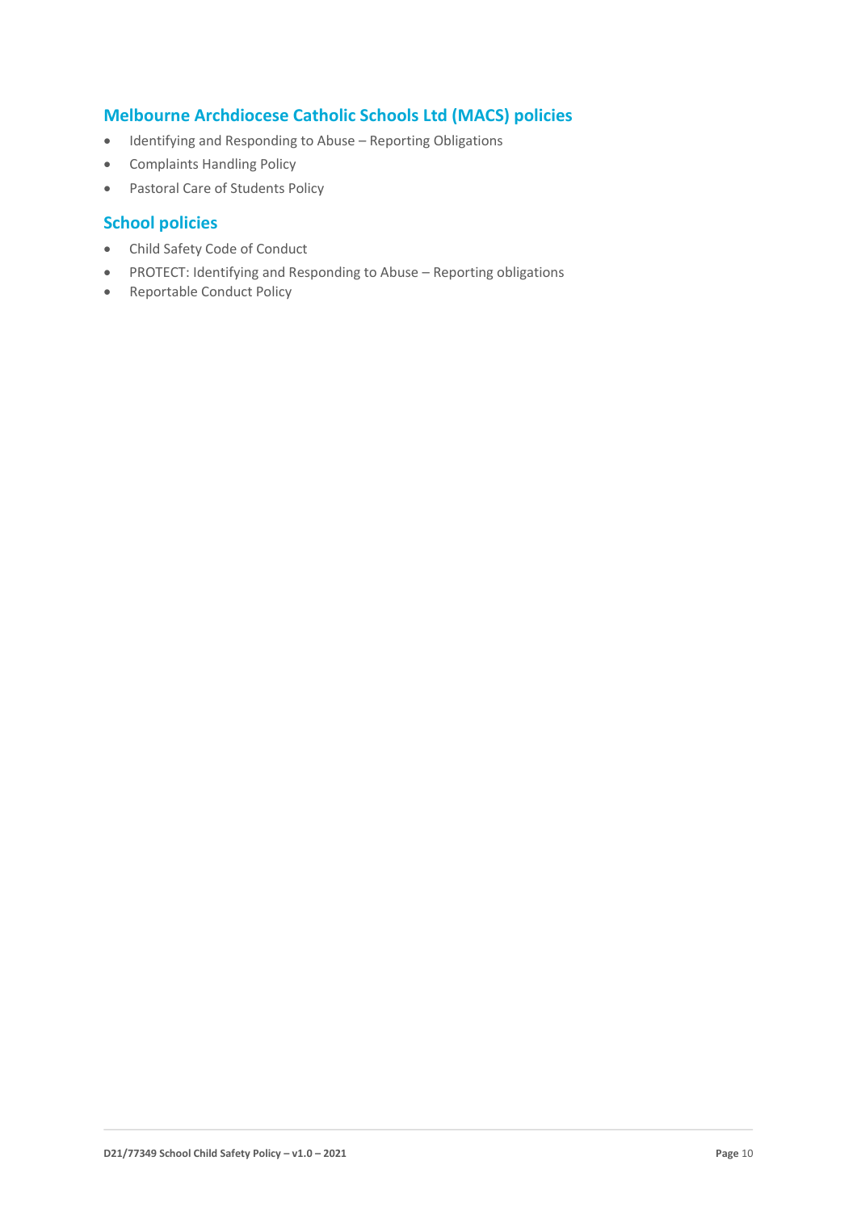### Melbourne Archdiocese Catholic Schools Ltd (MACS) policies

- Identifying and Responding to Abuse – Reporting Obligations
- Complaints Handling Policy
- Pastoral Care of Students Policy

### School policies

- Child Safety Code of Conduct
- PROTECT: Identifying and Responding to Abuse – Reporting obligations
- Reportable Conduct Policy